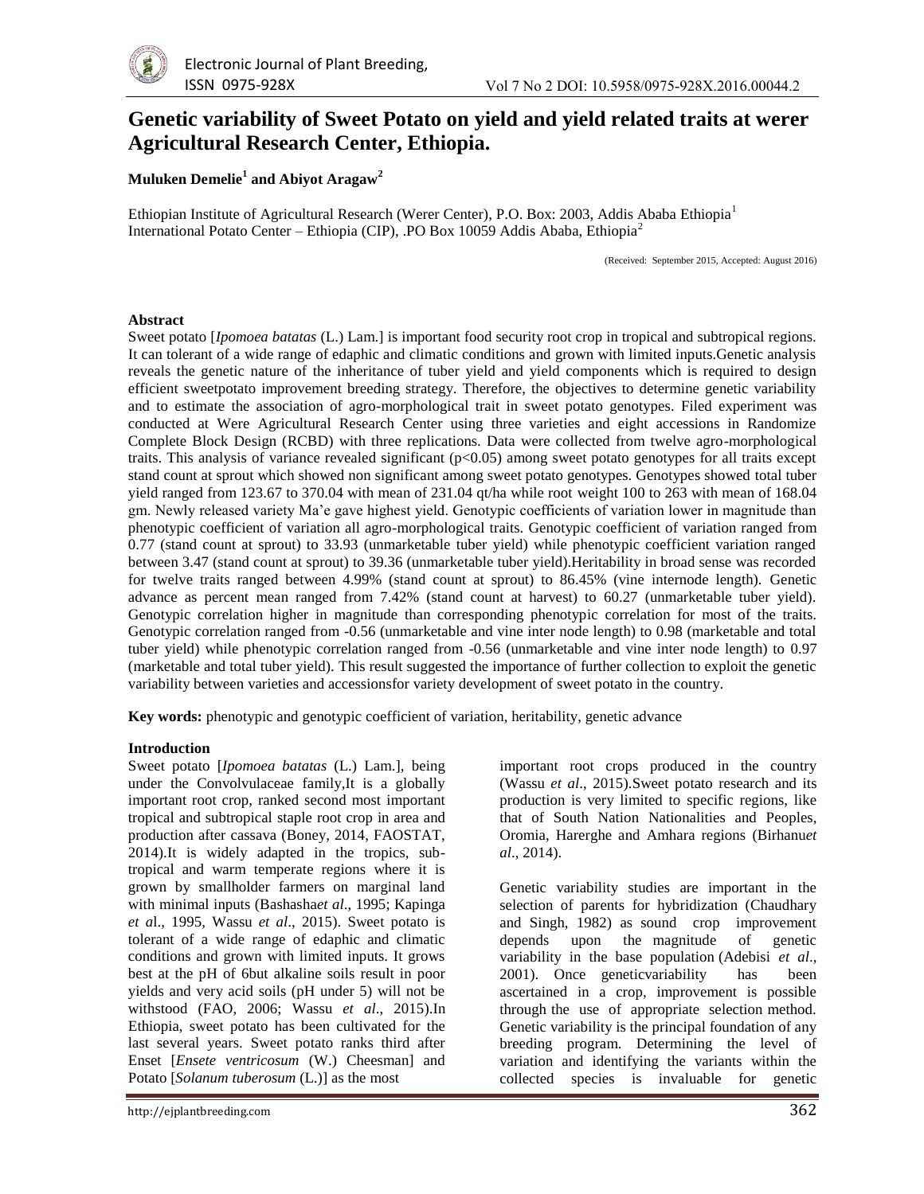# Genetic variability of Sweet Potato on yield and yield related traits at werer Agricultural Research Center, Ethiopia.

**Muluken Demelie[1] and Abiyot Aragaw[2]**

Ethiopian Institute of Agricultural Research (Werer Center), P.O. Box: 2003, Addis Ababa Ethiopia[1]
International Potato Center – Ethiopia (CIP), .PO Box 10059 Addis Ababa, Ethiopia[2]

(Received: September 2015, Accepted: August 2016)

## Abstract

Sweet potato [*Ipomoea batatas* (L.) Lam.] is important food security root crop in tropical and subtropical regions. It can tolerant of a wide range of edaphic and climatic conditions and grown with limited inputs.Genetic analysis reveals the genetic nature of the inheritance of tuber yield and yield components which is required to design efficient sweetpotato improvement breeding strategy. Therefore, the objectives to determine genetic variability and to estimate the association of agro-morphological trait in sweet potato genotypes. Filed experiment was conducted at Were Agricultural Research Center using three varieties and eight accessions in Randomize Complete Block Design (RCBD) with three replications. Data were collected from twelve agro-morphological traits. This analysis of variance revealed significant ($p<0.05$) among sweet potato genotypes for all traits except stand count at sprout which showed non significant among sweet potato genotypes. Genotypes showed total tuber yield ranged from 123.67 to 370.04 with mean of 231.04 qt/ha while root weight 100 to 263 with mean of 168.04 gm. Newly released variety Ma'e gave highest yield. Genotypic coefficients of variation lower in magnitude than phenotypic coefficient of variation all agro-morphological traits. Genotypic coefficient of variation ranged from 0.77 (stand count at sprout) to 33.93 (unmarketable tuber yield) while phenotypic coefficient variation ranged between 3.47 (stand count at sprout) to 39.36 (unmarketable tuber yield).Heritability in broad sense was recorded for twelve traits ranged between 4.99% (stand count at sprout) to 86.45% (vine internode length). Genetic advance as percent mean ranged from 7.42% (stand count at harvest) to 60.27 (unmarketable tuber yield). Genotypic correlation higher in magnitude than corresponding phenotypic correlation for most of the traits. Genotypic correlation ranged from -0.56 (unmarketable and vine inter node length) to 0.98 (marketable and total tuber yield) while phenotypic correlation ranged from -0.56 (unmarketable and vine inter node length) to 0.97 (marketable and total tuber yield). This result suggested the importance of further collection to exploit the genetic variability between varieties and accessionsfor variety development of sweet potato in the country.

**Key words:** phenotypic and genotypic coefficient of variation, heritability, genetic advance

## Introduction

Sweet potato [*Ipomoea batatas* (L.) Lam.], being under the Convolvulaceae family,It is a globally important root crop, ranked second most important tropical and subtropical staple root crop in area and production after cassava (Boney, 2014, FAOSTAT, 2014).It is widely adapted in the tropics, sub-tropical and warm temperate regions where it is grown by smallholder farmers on marginal land with minimal inputs (Bashasha*et al*., 1995; Kapinga *et a*l., 1995, Wassu *et al*., 2015). Sweet potato is tolerant of a wide range of edaphic and climatic conditions and grown with limited inputs. It grows best at the pH of 6but alkaline soils result in poor yields and very acid soils (pH under 5) will not be withstood (FAO, 2006; Wassu *et al*., 2015).In Ethiopia, sweet potato has been cultivated for the last several years. Sweet potato ranks third after Enset [*Ensete ventricosum* (W.) Cheesman] and Potato [*Solanum tuberosum* (L.)] as the most important root crops produced in the country (Wassu *et al*., 2015).Sweet potato research and its production is very limited to specific regions, like that of South Nation Nationalities and Peoples, Oromia, Harerghe and Amhara regions (Birhanu*et al*., 2014).

Genetic variability studies are important in the selection of parents for hybridization (Chaudhary and Singh, 1982) as sound crop improvement depends upon the magnitude of genetic variability in the base population (Adebisi *et al*., 2001). Once geneticvariability has been ascertained in a crop, improvement is possible through the use of appropriate selection method. Genetic variability is the principal foundation of any breeding program. Determining the level of variation and identifying the variants within the collected species is invaluable for genetic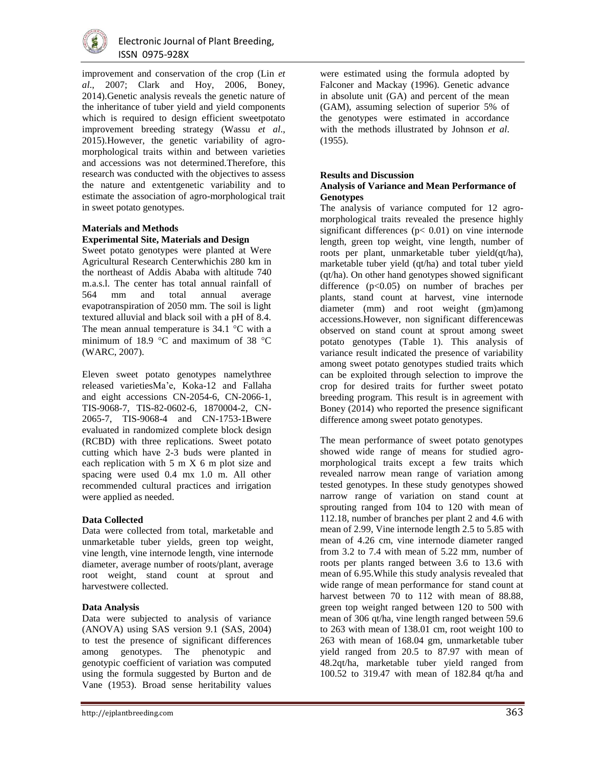improvement and conservation of the crop (Lin *et al*., 2007; Clark and Hoy, 2006, Boney, 2014).Genetic analysis reveals the genetic nature of the inheritance of tuber yield and yield components which is required to design efficient sweetpotato improvement breeding strategy (Wassu *et al*., 2015).However, the genetic variability of agro-morphological traits within and between varieties and accessions was not determined.Therefore, this research was conducted with the objectives to assess the nature and extentgenetic variability and to estimate the association of agro-morphological trait in sweet potato genotypes.

## Materials and Methods

### Experimental Site, Materials and Design

Sweet potato genotypes were planted at Were Agricultural Research Centerwhichis 280 km in the northeast of Addis Ababa with altitude 740 m.a.s.l. The center has total annual rainfall of 564 mm and total annual average evapotranspiration of 2050 mm. The soil is light textured alluvial and black soil with a pH of 8.4. The mean annual temperature is 34.1 °C with a minimum of 18.9 °C and maximum of 38 °C (WARC, 2007).

Eleven sweet potato genotypes namelythree released varietiesMa'e, Koka-12 and Fallaha and eight accessions CN-2054-6, CN-2066-1, TIS-9068-7, TIS-82-0602-6, 1870004-2, CN-2065-7, TIS-9068-4 and CN-1753-1Bwere evaluated in randomized complete block design (RCBD) with three replications. Sweet potato cutting which have 2-3 buds were planted in each replication with 5 m X 6 m plot size and spacing were used 0.4 mx 1.0 m. All other recommended cultural practices and irrigation were applied as needed.

### Data Collected

Data were collected from total, marketable and unmarketable tuber yields, green top weight, vine length, vine internode length, vine internode diameter, average number of roots/plant, average root weight, stand count at sprout and harvestwere collected.

### Data Analysis

Data were subjected to analysis of variance (ANOVA) using SAS version 9.1 (SAS, 2004) to test the presence of significant differences among genotypes. The phenotypic and genotypic coefficient of variation was computed using the formula suggested by Burton and de Vane (1953). Broad sense heritability values were estimated using the formula adopted by Falconer and Mackay (1996). Genetic advance in absolute unit (GA) and percent of the mean (GAM), assuming selection of superior 5% of the genotypes were estimated in accordance with the methods illustrated by Johnson *et al*. (1955).

## Results and Discussion

### Analysis of Variance and Mean Performance of Genotypes

The analysis of variance computed for 12 agro-morphological traits revealed the presence highly significant differences ($p< 0.01$) on vine internode length, green top weight, vine length, number of roots per plant, unmarketable tuber yield(qt/ha), marketable tuber yield (qt/ha) and total tuber yield (qt/ha). On other hand genotypes showed significant difference ($p<0.05$) on number of braches per plants, stand count at harvest, vine internode diameter (mm) and root weight (gm)among accessions.However, non significant differencewas observed on stand count at sprout among sweet potato genotypes (Table 1). This analysis of variance result indicated the presence of variability among sweet potato genotypes studied traits which can be exploited through selection to improve the crop for desired traits for further sweet potato breeding program. This result is in agreement with Boney (2014) who reported the presence significant difference among sweet potato genotypes.

The mean performance of sweet potato genotypes showed wide range of means for studied agro-morphological traits except a few traits which revealed narrow mean range of variation among tested genotypes. In these study genotypes showed narrow range of variation on stand count at sprouting ranged from 104 to 120 with mean of 112.18, number of branches per plant 2 and 4.6 with mean of 2.99, Vine internode length 2.5 to 5.85 with mean of 4.26 cm, vine internode diameter ranged from 3.2 to 7.4 with mean of 5.22 mm, number of roots per plants ranged between 3.6 to 13.6 with mean of 6.95.While this study analysis revealed that wide range of mean performance for stand count at harvest between 70 to 112 with mean of 88.88, green top weight ranged between 120 to 500 with mean of 306 qt/ha, vine length ranged between 59.6 to 263 with mean of 138.01 cm, root weight 100 to 263 with mean of 168.04 gm, unmarketable tuber yield ranged from 20.5 to 87.97 with mean of 48.2qt/ha, marketable tuber yield ranged from 100.52 to 319.47 with mean of 182.84 qt/ha and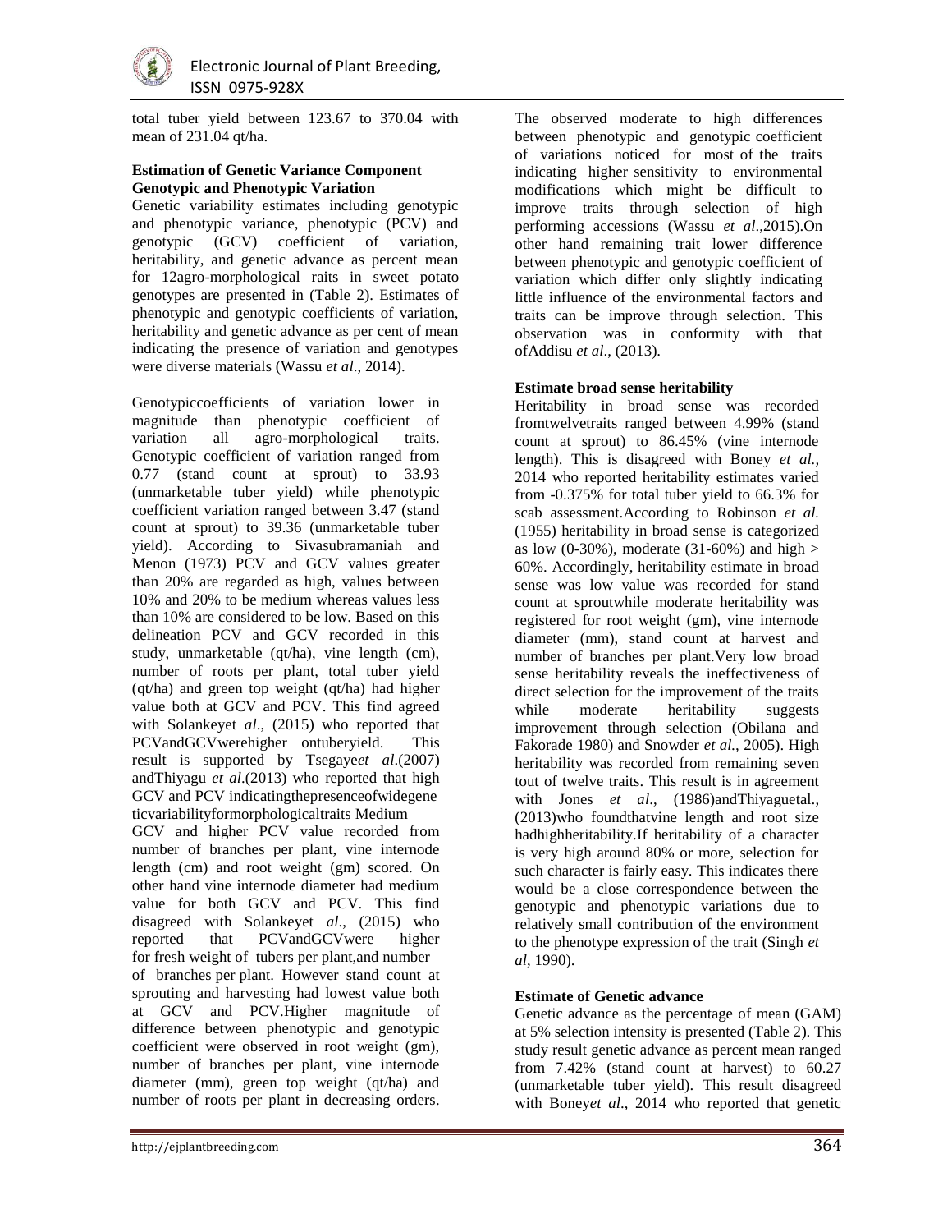total tuber yield between 123.67 to 370.04 with mean of 231.04 qt/ha.

**Estimation of Genetic Variance Component Genotypic and Phenotypic Variation**

Genetic variability estimates including genotypic and phenotypic variance, phenotypic (PCV) and genotypic (GCV) coefficient of variation, heritability, and genetic advance as percent mean for 12agro-morphological raits in sweet potato genotypes are presented in (Table 2). Estimates of phenotypic and genotypic coefficients of variation, heritability and genetic advance as per cent of mean indicating the presence of variation and genotypes were diverse materials (Wassu *et al*., 2014).

Genotypiccoefficients of variation lower in magnitude than phenotypic coefficient of variation all agro-morphological traits. Genotypic coefficient of variation ranged from 0.77 (stand count at sprout) to 33.93 (unmarketable tuber yield) while phenotypic coefficient variation ranged between 3.47 (stand count at sprout) to 39.36 (unmarketable tuber yield). According to Sivasubramaniah and Menon (1973) PCV and GCV values greater than 20% are regarded as high, values between 10% and 20% to be medium whereas values less than 10% are considered to be low. Based on this delineation PCV and GCV recorded in this study, unmarketable (qt/ha), vine length (cm), number of roots per plant, total tuber yield (qt/ha) and green top weight (qt/ha) had higher value both at GCV and PCV. This find agreed with Solankeyet *al*., (2015) who reported that PCVandGCVwerehigher ontuberyield. This result is supported by Tsegaye*et al*.(2007) andThiyagu *et al*.(2013) who reported that high GCV and PCV indicatingthepresenceofwidegene ticvariabilityformorphologicaltraits Medium GCV and higher PCV value recorded from number of branches per plant, vine internode length (cm) and root weight (gm) scored. On other hand vine internode diameter had medium value for both GCV and PCV. This find disagreed with Solankeyet *al*., (2015) who reported that PCVandGCVwere higher for fresh weight of tubers per plant,and number of branches per plant. However stand count at sprouting and harvesting had lowest value both at GCV and PCV.Higher magnitude of difference between phenotypic and genotypic coefficient were observed in root weight (gm), number of branches per plant, vine internode diameter (mm), green top weight (qt/ha) and number of roots per plant in decreasing orders. The observed moderate to high differences between phenotypic and genotypic coefficient of variations noticed for most of the traits indicating higher sensitivity to environmental modifications which might be difficult to improve traits through selection of high performing accessions (Wassu *et al*.,2015).On other hand remaining trait lower difference between phenotypic and genotypic coefficient of variation which differ only slightly indicating little influence of the environmental factors and traits can be improve through selection. This observation was in conformity with that ofAddisu *et al*., (2013).

**Estimate broad sense heritability**

Heritability in broad sense was recorded fromtwelvetraits ranged between 4.99% (stand count at sprout) to 86.45% (vine internode length). This is disagreed with Boney *et al.,* 2014 who reported heritability estimates varied from -0.375% for total tuber yield to 66.3% for scab assessment.According to Robinson *et al.* (1955) heritability in broad sense is categorized as low (0-30%), moderate (31-60%) and high > 60%. Accordingly, heritability estimate in broad sense was low value was recorded for stand count at sproutwhile moderate heritability was registered for root weight (gm), vine internode diameter (mm), stand count at harvest and number of branches per plant.Very low broad sense heritability reveals the ineffectiveness of direct selection for the improvement of the traits while moderate heritability suggests improvement through selection (Obilana and Fakorade 1980) and Snowder *et al.,* 2005). High heritability was recorded from remaining seven tout of twelve traits. This result is in agreement with Jones *et al*., (1986)andThiyaguetal., (2013)who foundthatvine length and root size hadhighheritability.If heritability of a character is very high around 80% or more, selection for such character is fairly easy. This indicates there would be a close correspondence between the genotypic and phenotypic variations due to relatively small contribution of the environment to the phenotype expression of the trait (Singh *et al*, 1990).

**Estimate of Genetic advance**

Genetic advance as the percentage of mean (GAM) at 5% selection intensity is presented (Table 2). This study result genetic advance as percent mean ranged from 7.42% (stand count at harvest) to 60.27 (unmarketable tuber yield). This result disagreed with Boney*et al*., 2014 who reported that genetic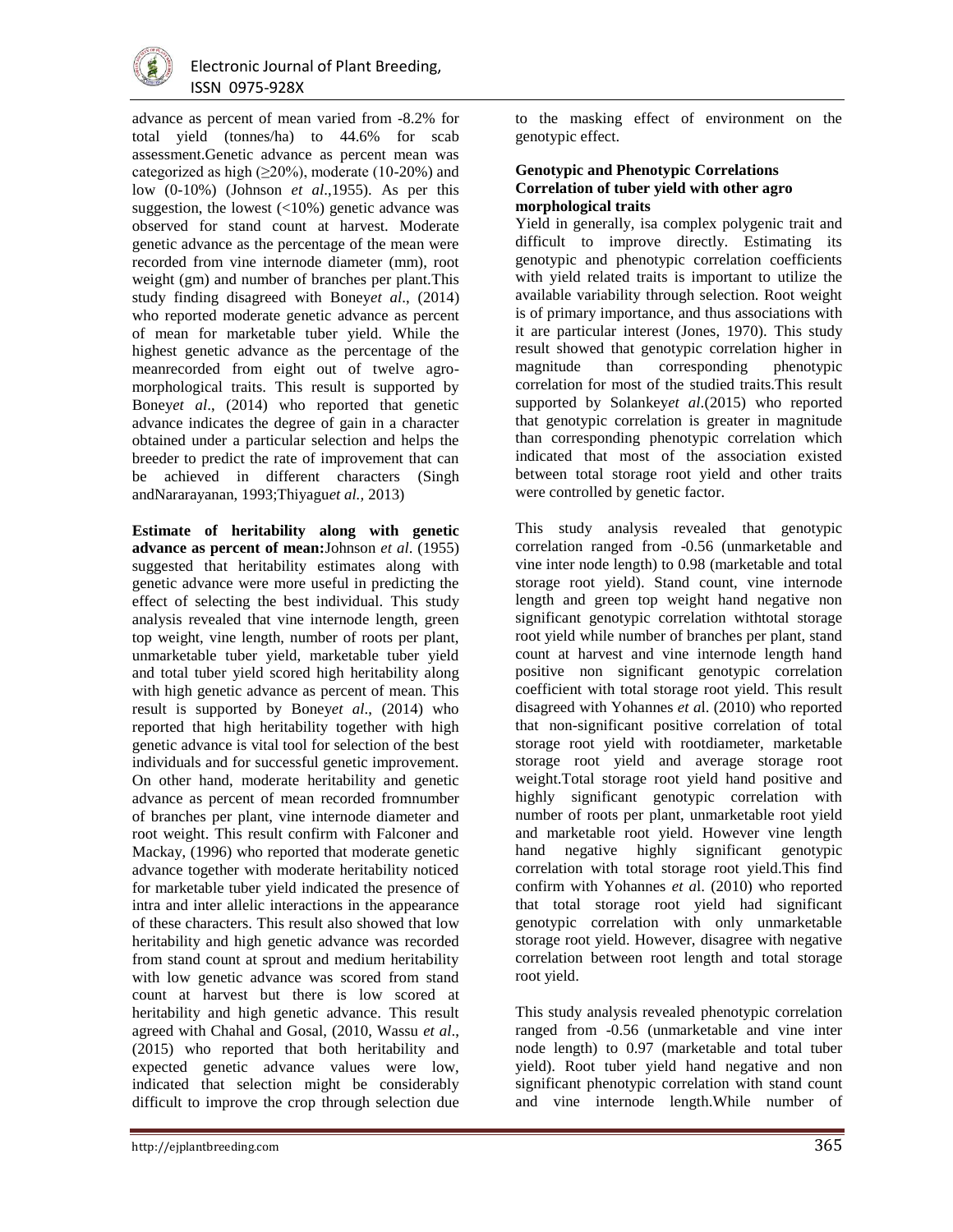advance as percent of mean varied from -8.2% for total yield (tonnes/ha) to 44.6% for scab assessment.Genetic advance as percent mean was categorized as high (≥20%), moderate (10-20%) and low (0-10%) (Johnson *et al*.,1955). As per this suggestion, the lowest (<10%) genetic advance was observed for stand count at harvest. Moderate genetic advance as the percentage of the mean were recorded from vine internode diameter (mm), root weight (gm) and number of branches per plant.This study finding disagreed with Boney*et al*., (2014) who reported moderate genetic advance as percent of mean for marketable tuber yield. While the highest genetic advance as the percentage of the meanrecorded from eight out of twelve agro-morphological traits. This result is supported by Boney*et al*., (2014) who reported that genetic advance indicates the degree of gain in a character obtained under a particular selection and helps the breeder to predict the rate of improvement that can be achieved in different characters (Singh andNararayanan, 1993;Thiyagu*et al.,* 2013)

**Estimate of heritability along with genetic advance as percent of mean:**Johnson *et al*. (1955) suggested that heritability estimates along with genetic advance were more useful in predicting the effect of selecting the best individual. This study analysis revealed that vine internode length, green top weight, vine length, number of roots per plant, unmarketable tuber yield, marketable tuber yield and total tuber yield scored high heritability along with high genetic advance as percent of mean. This result is supported by Boney*et al*., (2014) who reported that high heritability together with high genetic advance is vital tool for selection of the best individuals and for successful genetic improvement. On other hand, moderate heritability and genetic advance as percent of mean recorded fromnumber of branches per plant, vine internode diameter and root weight. This result confirm with Falconer and Mackay, (1996) who reported that moderate genetic advance together with moderate heritability noticed for marketable tuber yield indicated the presence of intra and inter allelic interactions in the appearance of these characters. This result also showed that low heritability and high genetic advance was recorded from stand count at sprout and medium heritability with low genetic advance was scored from stand count at harvest but there is low scored at heritability and high genetic advance. This result agreed with Chahal and Gosal, (2010, Wassu *et al*., (2015) who reported that both heritability and expected genetic advance values were low, indicated that selection might be considerably difficult to improve the crop through selection due to the masking effect of environment on the genotypic effect.

**Genotypic and Phenotypic Correlations**

**Correlation of tuber yield with other agro morphological traits**

Yield in generally, isa complex polygenic trait and difficult to improve directly. Estimating its genotypic and phenotypic correlation coefficients with yield related traits is important to utilize the available variability through selection. Root weight is of primary importance, and thus associations with it are particular interest (Jones, 1970). This study result showed that genotypic correlation higher in magnitude than corresponding phenotypic correlation for most of the studied traits.This result supported by Solankey*et al*.(2015) who reported that genotypic correlation is greater in magnitude than corresponding phenotypic correlation which indicated that most of the association existed between total storage root yield and other traits were controlled by genetic factor.

This study analysis revealed that genotypic correlation ranged from -0.56 (unmarketable and vine inter node length) to 0.98 (marketable and total storage root yield). Stand count, vine internode length and green top weight hand negative non significant genotypic correlation withtotal storage root yield while number of branches per plant, stand count at harvest and vine internode length hand positive non significant genotypic correlation coefficient with total storage root yield. This result disagreed with Yohannes *et a*l. (2010) who reported that non-significant positive correlation of total storage root yield with rootdiameter, marketable storage root yield and average storage root weight.Total storage root yield hand positive and highly significant genotypic correlation with number of roots per plant, unmarketable root yield and marketable root yield. However vine length hand negative highly significant genotypic correlation with total storage root yield.This find confirm with Yohannes *et a*l. (2010) who reported that total storage root yield had significant genotypic correlation with only unmarketable storage root yield. However, disagree with negative correlation between root length and total storage root yield.

This study analysis revealed phenotypic correlation ranged from -0.56 (unmarketable and vine inter node length) to 0.97 (marketable and total tuber yield). Root tuber yield hand negative and non significant phenotypic correlation with stand count and vine internode length.While number of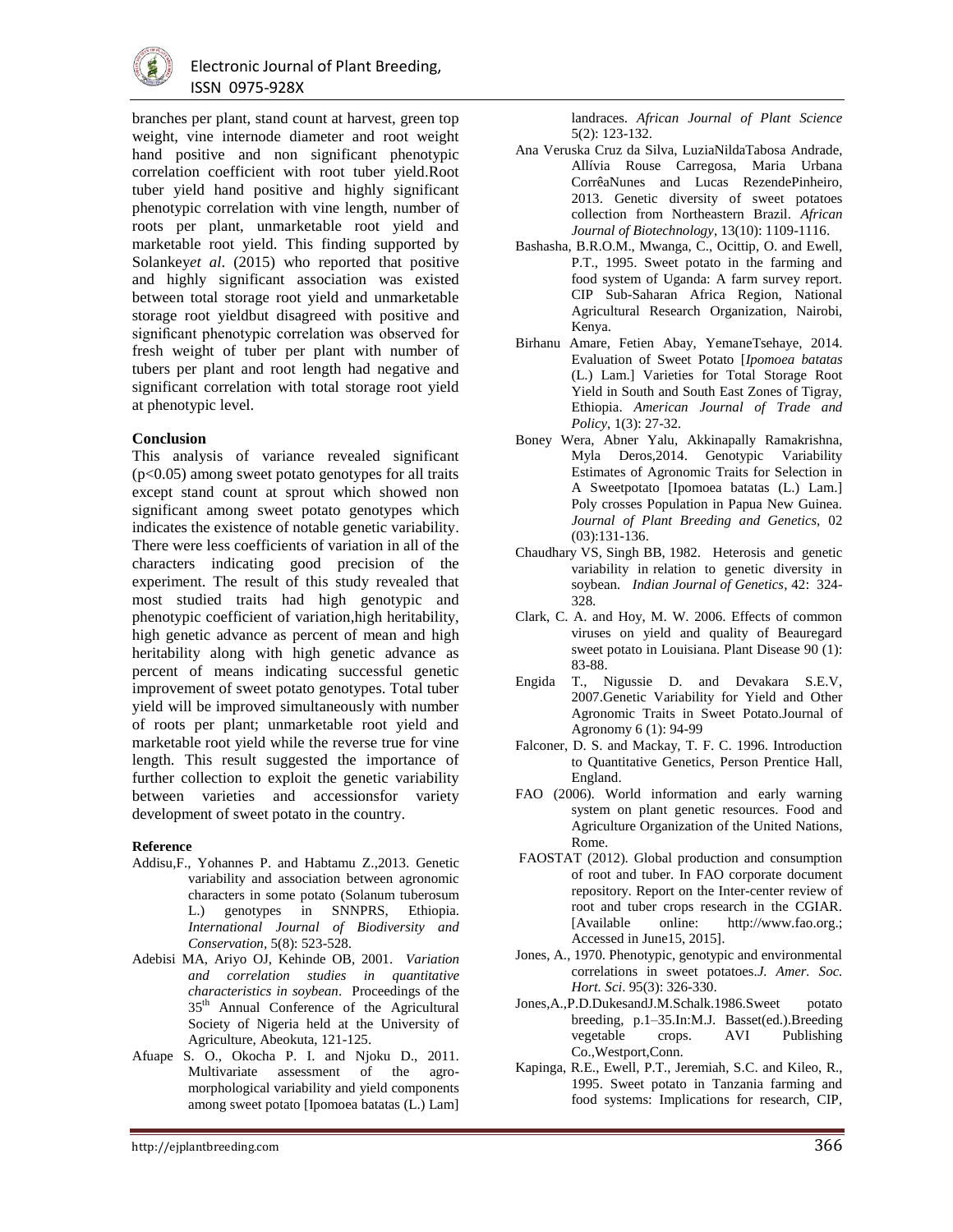branches per plant, stand count at harvest, green top weight, vine internode diameter and root weight hand positive and non significant phenotypic correlation coefficient with root tuber yield.Root tuber yield hand positive and highly significant phenotypic correlation with vine length, number of roots per plant, unmarketable root yield and marketable root yield. This finding supported by Solankey*et al*. (2015) who reported that positive and highly significant association was existed between total storage root yield and unmarketable storage root yieldbut disagreed with positive and significant phenotypic correlation was observed for fresh weight of tuber per plant with number of tubers per plant and root length had negative and significant correlation with total storage root yield at phenotypic level.

**Conclusion**

This analysis of variance revealed significant ($p<0.05$) among sweet potato genotypes for all traits except stand count at sprout which showed non significant among sweet potato genotypes which indicates the existence of notable genetic variability. There were less coefficients of variation in all of the characters indicating good precision of the experiment. The result of this study revealed that most studied traits had high genotypic and phenotypic coefficient of variation,high heritability, high genetic advance as percent of mean and high heritability along with high genetic advance as percent of means indicating successful genetic improvement of sweet potato genotypes. Total tuber yield will be improved simultaneously with number of roots per plant; unmarketable root yield and marketable root yield while the reverse true for vine length. This result suggested the importance of further collection to exploit the genetic variability between varieties and accessionsfor variety development of sweet potato in the country.

**Reference**

Addisu,F., Yohannes P. and Habtamu Z.,2013. Genetic variability and association between agronomic characters in some potato (Solanum tuberosum L.) genotypes in SNNPRS, Ethiopia. *International Journal of Biodiversity and Conservation*, 5(8): 523-528.

Adebisi MA, Ariyo OJ, Kehinde OB, 2001. *Variation and correlation studies in quantitative characteristics in soybean*. Proceedings of the 35th Annual Conference of the Agricultural Society of Nigeria held at the University of Agriculture, Abeokuta, 121-125.

Afuape S. O., Okocha P. I. and Njoku D., 2011. Multivariate assessment of the agro-morphological variability and yield components among sweet potato [Ipomoea batatas (L.) Lam] landraces. *African Journal of Plant Science* 5(2): 123-132.

Ana Veruska Cruz da Silva, LuziaNildaTabosa Andrade, Allívia Rouse Carregosa, Maria Urbana CorrêaNunes and Lucas RezendePinheiro, 2013. Genetic diversity of sweet potatoes collection from Northeastern Brazil. *African Journal of Biotechnology*, 13(10): 1109-1116.

Bashasha, B.R.O.M., Mwanga, C., Ocittip, O. and Ewell, P.T., 1995. Sweet potato in the farming and food system of Uganda: A farm survey report. CIP Sub-Saharan Africa Region, National Agricultural Research Organization, Nairobi, Kenya.

Birhanu Amare, Fetien Abay, YemaneTsehaye, 2014. Evaluation of Sweet Potato [*Ipomoea batatas* (L.) Lam.] Varieties for Total Storage Root Yield in South and South East Zones of Tigray, Ethiopia. *American Journal of Trade and Policy*, 1(3): 27-32.

Boney Wera, Abner Yalu, Akkinapally Ramakrishna, Myla Deros,2014. Genotypic Variability Estimates of Agronomic Traits for Selection in A Sweetpotato [Ipomoea batatas (L.) Lam.] Poly crosses Population in Papua New Guinea. *Journal of Plant Breeding and Genetics*, 02 (03):131-136.

Chaudhary VS, Singh BB, 1982. Heterosis and genetic variability in relation to genetic diversity in soybean. *Indian Journal of Genetics*, 42: 324-328.

Clark, C. A. and Hoy, M. W. 2006. Effects of common viruses on yield and quality of Beauregard sweet potato in Louisiana. Plant Disease 90 (1): 83-88.

Engida T., Nigussie D. and Devakara S.E.V, 2007.Genetic Variability for Yield and Other Agronomic Traits in Sweet Potato.Journal of Agronomy 6 (1): 94-99

Falconer, D. S. and Mackay, T. F. C. 1996. Introduction to Quantitative Genetics, Person Prentice Hall, England.

FAO (2006). World information and early warning system on plant genetic resources. Food and Agriculture Organization of the United Nations, Rome.

FAOSTAT (2012). Global production and consumption of root and tuber. In FAO corporate document repository. Report on the Inter-center review of root and tuber crops research in the CGIAR. [Available online: http://www.fao.org.; Accessed in June15, 2015].

Jones, A., 1970. Phenotypic, genotypic and environmental correlations in sweet potatoes.*J. Amer. Soc. Hort. Sci*. 95(3): 326-330.

Jones,A.,P.D.DukesandJ.M.Schalk.1986.Sweet potato breeding, p.1–35.In:M.J. Basset(ed.).Breeding vegetable crops. AVI Publishing Co.,Westport,Conn.

Kapinga, R.E., Ewell, P.T., Jeremiah, S.C. and Kileo, R., 1995. Sweet potato in Tanzania farming and food systems: Implications for research, CIP,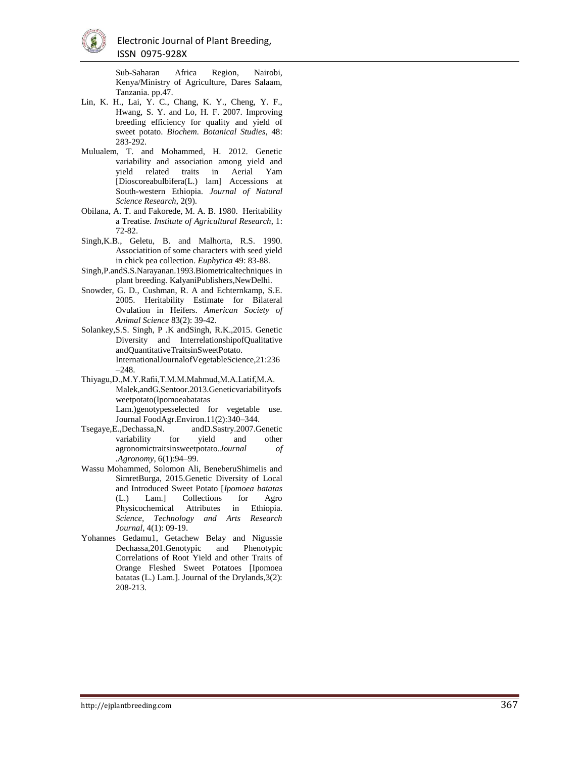Sub-Saharan Africa Region, Nairobi, Kenya/Ministry of Agriculture, Dares Salaam, Tanzania. pp.47.

Lin, K. H., Lai, Y. C., Chang, K. Y., Cheng, Y. F., Hwang, S. Y. and Lo, H. F. 2007. Improving breeding efficiency for quality and yield of sweet potato. *Biochem. Botanical Studies*, 48: 283-292.

Mulualem, T. and Mohammed, H. 2012. Genetic variability and association among yield and yield related traits in Aerial Yam [Dioscoreabulbifera(L.) lam] Accessions at South-western Ethiopia. *Journal of Natural Science Research*, 2(9).

Obilana, A. T. and Fakorede, M. A. B. 1980. Heritability a Treatise. *Institute of Agricultural Research*, 1: 72-82.

Singh,K.B., Geletu, B. and Malhorta, R.S. 1990. Associatition of some characters with seed yield in chick pea collection. *Euphytica* 49: 83-88.

Singh,P.andS.S.Narayanan.1993.Biometricaltechniques in plant breeding. KalyaniPublishers,NewDelhi.

Snowder, G. D., Cushman, R. A and Echternkamp, S.E. 2005. Heritability Estimate for Bilateral Ovulation in Heifers. *American Society of Animal Science* 83(2): 39-42.

Solankey,S.S. Singh, P .K andSingh, R.K.,2015. Genetic Diversity and InterrelationshipofQualitative andQuantitativeTraitsinSweetPotato. InternationalJournalofVegetableScience,21:236–248.

Thiyagu,D.,M.Y.Rafii,T.M.M.Mahmud,M.A.Latif,M.A. Malek,andG.Sentoor.2013.Geneticvariabilityofsweetpotato(Ipomoeabatatas Lam.)genotypesselected for vegetable use. Journal FoodAgr.Environ.11(2):340–344.

Tsegaye,E.,Dechassa,N. andD.Sastry.2007.Genetic variability for yield and other agronomictraitsinsweetpotato.*Journal of .Agronomy*, 6(1):94–99.

Wassu Mohammed, Solomon Ali, BeneberuShimelis and SimretBurga, 2015.Genetic Diversity of Local and Introduced Sweet Potato [*Ipomoea batatas* (L.) Lam.] Collections for Agro Physicochemical Attributes in Ethiopia. *Science, Technology and Arts Research Journal*, 4(1): 09-19.

Yohannes Gedamu1, Getachew Belay and Nigussie Dechassa,201.Genotypic and Phenotypic Correlations of Root Yield and other Traits of Orange Fleshed Sweet Potatoes [Ipomoea batatas (L.) Lam.]. Journal of the Drylands,3(2): 208-213.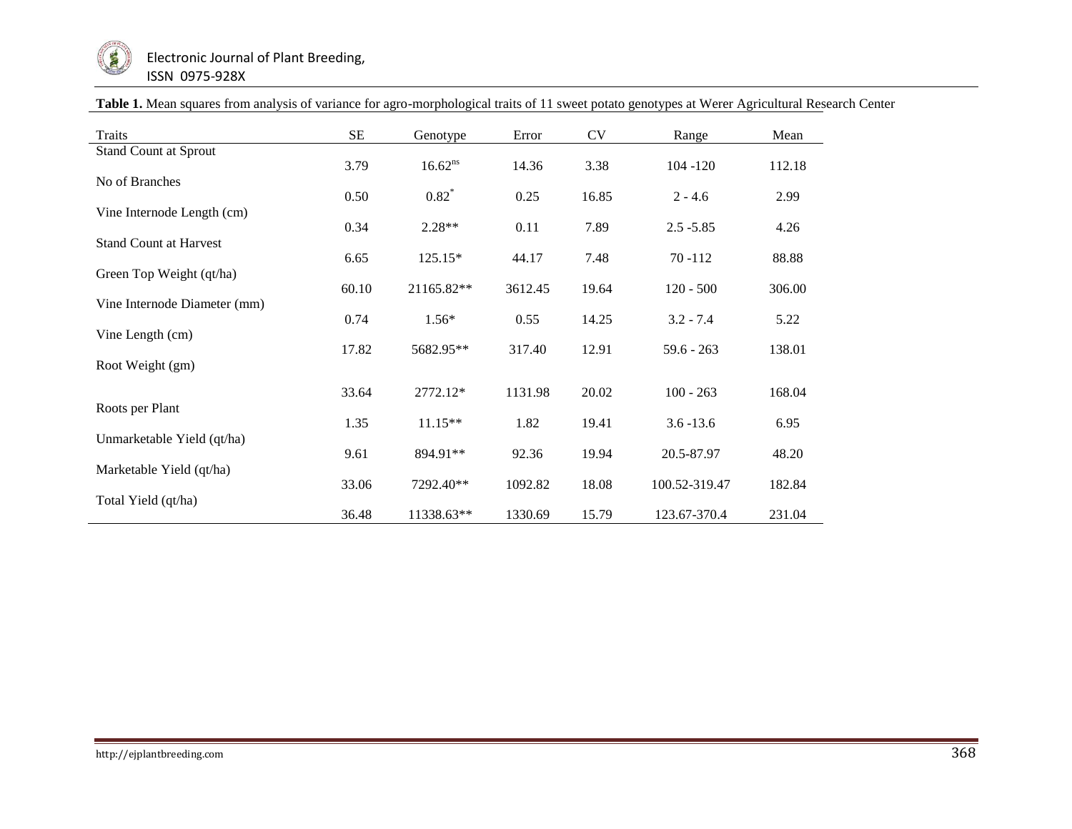**Table 1.** Mean squares from analysis of variance for agro-morphological traits of 11 sweet potato genotypes at Werer Agricultural Research Center

| Traits | SE | Genotype | Error | CV | Range | Mean |
|---|---|---|---|---|---|---|
| Stand Count at Sprout | 3.79 | 16.62[ns] | 14.36 | 3.38 | 104 -120 | 112.18 |
| No of Branches | 0.50 | 0.82* | 0.25 | 16.85 | 2 - 4.6 | 2.99 |
| Vine Internode Length (cm) | 0.34 | 2.28** | 0.11 | 7.89 | 2.5 -5.85 | 4.26 |
| Stand Count at Harvest | 6.65 | 125.15* | 44.17 | 7.48 | 70 -112 | 88.88 |
| Green Top Weight (qt/ha) | 60.10 | 21165.82** | 3612.45 | 19.64 | 120 - 500 | 306.00 |
| Vine Internode Diameter (mm) | 0.74 | 1.56* | 0.55 | 14.25 | 3.2 - 7.4 | 5.22 |
| Vine Length (cm) | 17.82 | 5682.95** | 317.40 | 12.91 | 59.6 - 263 | 138.01 |
| Root Weight (gm) | 33.64 | 2772.12* | 1131.98 | 20.02 | 100 - 263 | 168.04 |
| Roots per Plant | 1.35 | 11.15** | 1.82 | 19.41 | 3.6 -13.6 | 6.95 |
| Unmarketable Yield (qt/ha) | 9.61 | 894.91** | 92.36 | 19.94 | 20.5-87.97 | 48.20 |
| Marketable Yield (qt/ha) | 33.06 | 7292.40** | 1092.82 | 18.08 | 100.52-319.47 | 182.84 |
| Total Yield (qt/ha) | 36.48 | 11338.63** | 1330.69 | 15.79 | 123.67-370.4 | 231.04 |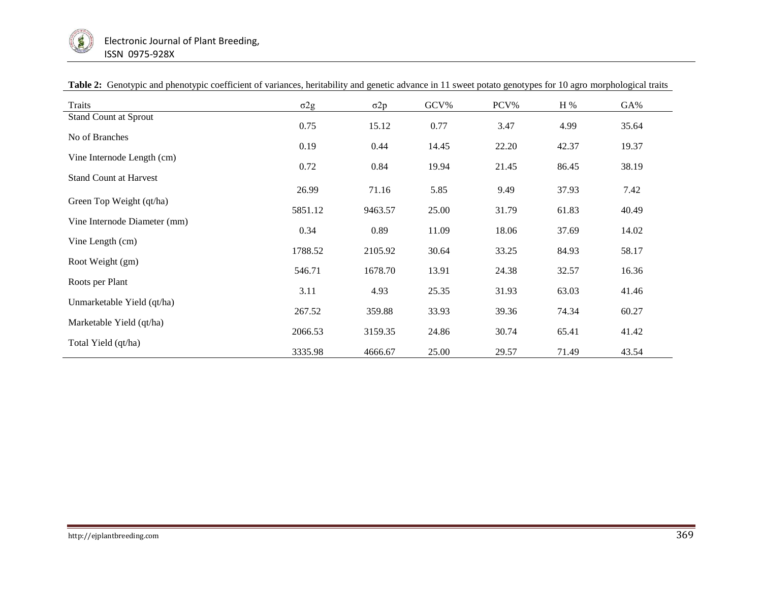**Table 2:** Genotypic and phenotypic coefficient of variances, heritability and genetic advance in 11 sweet potato genotypes for 10 agro morphological traits

| Traits | σ2g | σ2p | GCV% | PCV% | H % | GA% |
|---|---|---|---|---|---|---|
| Stand Count at Sprout | 0.75 | 15.12 | 0.77 | 3.47 | 4.99 | 35.64 |
| No of Branches | 0.19 | 0.44 | 14.45 | 22.20 | 42.37 | 19.37 |
| Vine Internode Length (cm) | 0.72 | 0.84 | 19.94 | 21.45 | 86.45 | 38.19 |
| Stand Count at Harvest | 26.99 | 71.16 | 5.85 | 9.49 | 37.93 | 7.42 |
| Green Top Weight (qt/ha) | 5851.12 | 9463.57 | 25.00 | 31.79 | 61.83 | 40.49 |
| Vine Internode Diameter (mm) | 0.34 | 0.89 | 11.09 | 18.06 | 37.69 | 14.02 |
| Vine Length (cm) | 1788.52 | 2105.92 | 30.64 | 33.25 | 84.93 | 58.17 |
| Root Weight (gm) | 546.71 | 1678.70 | 13.91 | 24.38 | 32.57 | 16.36 |
| Roots per Plant | 3.11 | 4.93 | 25.35 | 31.93 | 63.03 | 41.46 |
| Unmarketable Yield (qt/ha) | 267.52 | 359.88 | 33.93 | 39.36 | 74.34 | 60.27 |
| Marketable Yield (qt/ha) | 2066.53 | 3159.35 | 24.86 | 30.74 | 65.41 | 41.42 |
| Total Yield (qt/ha) | 3335.98 | 4666.67 | 25.00 | 29.57 | 71.49 | 43.54 |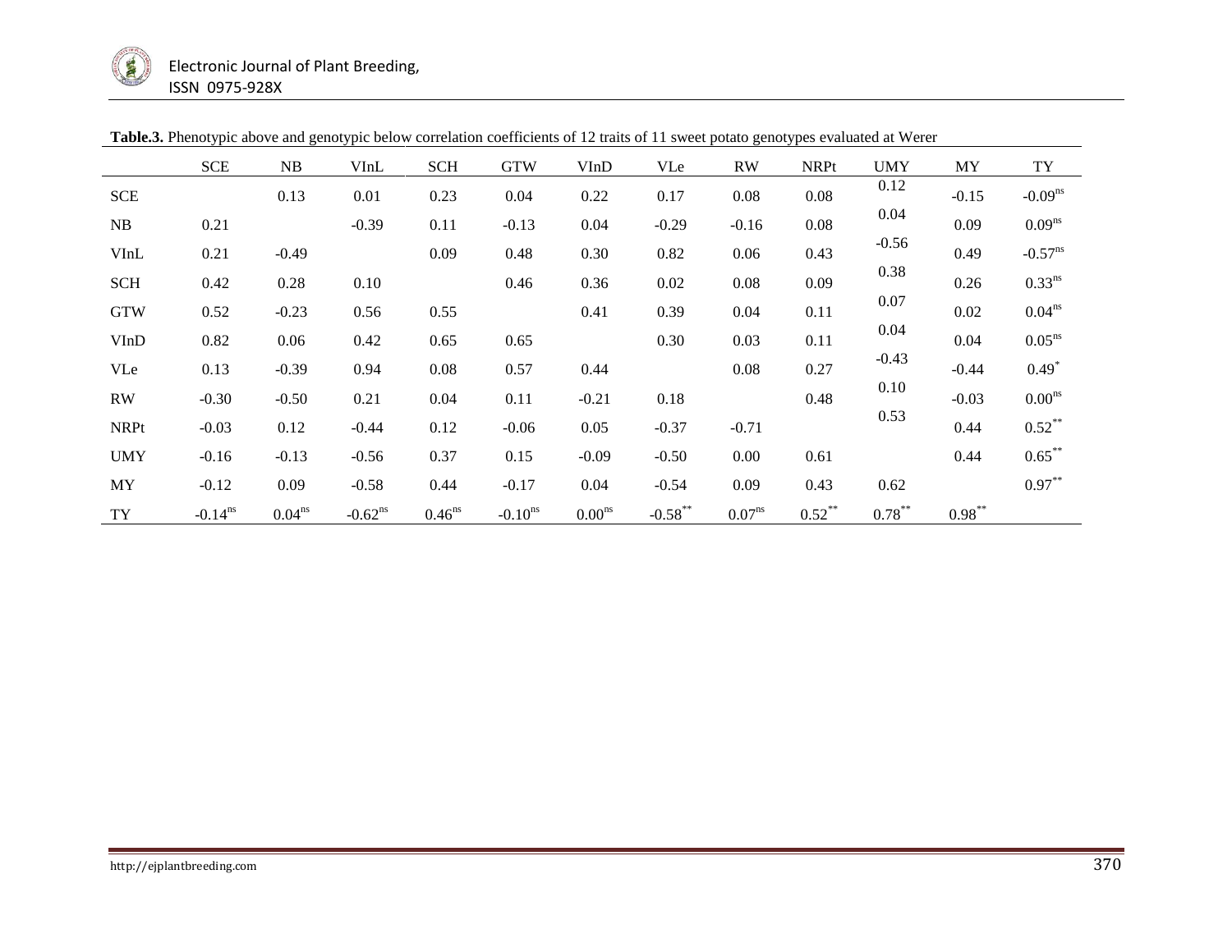**Table.3.** Phenotypic above and genotypic below correlation coefficients of 12 traits of 11 sweet potato genotypes evaluated at Werer

| | SCE | NB | VInL | SCH | GTW | VInD | VLe | RW | NRPt | UMY | MY | TY |
|---|---|---|---|---|---|---|---|---|---|---|---|---|
| SCE | | 0.13 | 0.01 | 0.23 | 0.04 | 0.22 | 0.17 | 0.08 | 0.08 | 0.12 | -0.15 | $-0.09^{ns}$ |
| NB | 0.21 | | -0.39 | 0.11 | -0.13 | 0.04 | -0.29 | -0.16 | 0.08 | 0.04 | 0.09 | $0.09^{ns}$ |
| VInL | 0.21 | -0.49 | | 0.09 | 0.48 | 0.30 | 0.82 | 0.06 | 0.43 | -0.56 | 0.49 | $-0.57^{ns}$ |
| SCH | 0.42 | 0.28 | 0.10 | | 0.46 | 0.36 | 0.02 | 0.08 | 0.09 | 0.38 | 0.26 | $0.33^{ns}$ |
| GTW | 0.52 | -0.23 | 0.56 | 0.55 | | 0.41 | 0.39 | 0.04 | 0.11 | 0.07 | 0.02 | $0.04^{ns}$ |
| VInD | 0.82 | 0.06 | 0.42 | 0.65 | 0.65 | | 0.30 | 0.03 | 0.11 | 0.04 | 0.04 | $0.05^{ns}$ |
| VLe | 0.13 | -0.39 | 0.94 | 0.08 | 0.57 | 0.44 | | 0.08 | 0.27 | -0.43 | -0.44 | $0.49^{*}$ |
| RW | -0.30 | -0.50 | 0.21 | 0.04 | 0.11 | -0.21 | 0.18 | | 0.48 | 0.10 | -0.03 | $0.00^{ns}$ |
| NRPt | -0.03 | 0.12 | -0.44 | 0.12 | -0.06 | 0.05 | -0.37 | -0.71 | | 0.53 | 0.44 | $0.52^{**}$ |
| UMY | -0.16 | -0.13 | -0.56 | 0.37 | 0.15 | -0.09 | -0.50 | 0.00 | 0.61 | | 0.44 | $0.65^{**}$ |
| MY | -0.12 | 0.09 | -0.58 | 0.44 | -0.17 | 0.04 | -0.54 | 0.09 | 0.43 | 0.62 | | $0.97^{**}$ |
| TY | $-0.14^{ns}$ | $0.04^{ns}$ | $-0.62^{ns}$ | $0.46^{ns}$ | $-0.10^{ns}$ | $0.00^{ns}$ | $-0.58^{**}$ | $0.07^{ns}$ | $0.52^{**}$ | $0.78^{**}$ | $0.98^{**}$ | |